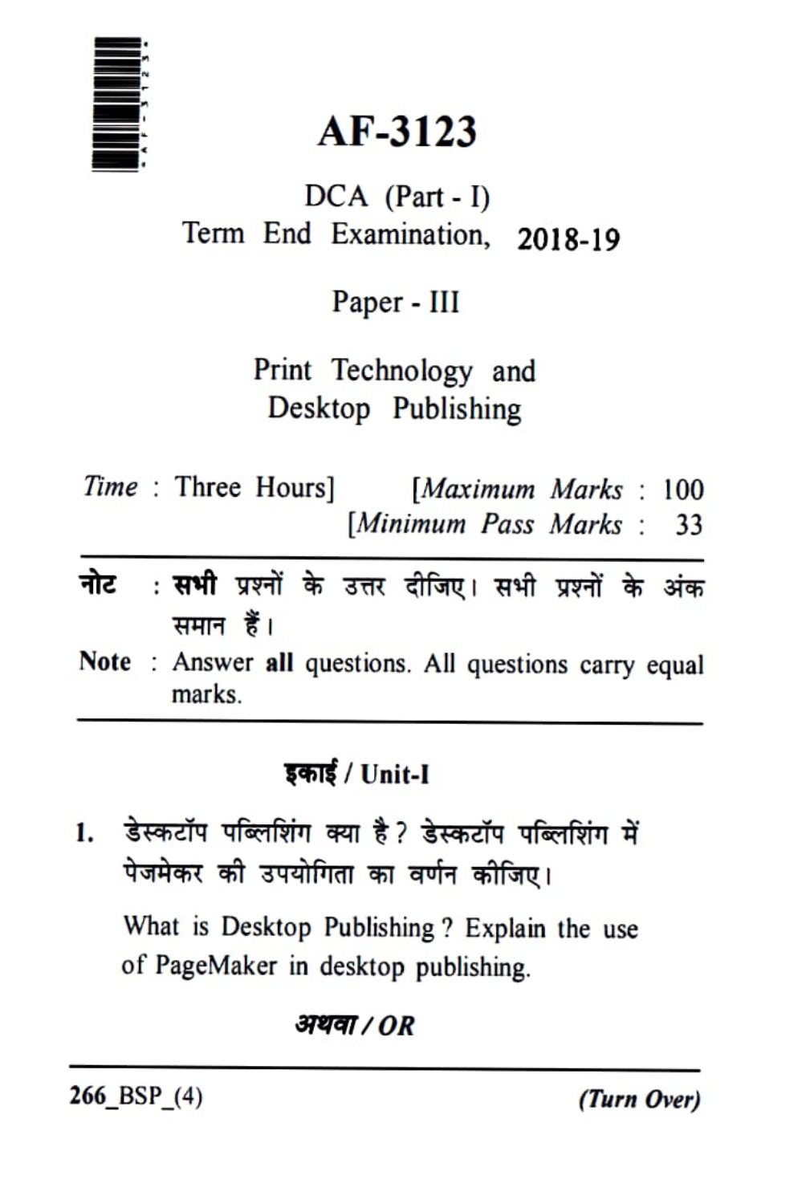# AF-3123

## DCA (Part - I)
## Term End Examination, 2018-19

### Paper - III

### Print Technology and Desktop Publishing

*Time* : Three Hours] [*Maximum Marks* : 100
[*Minimum Pass Marks* : 33

---

**नोट** : **सभी** प्रश्नों के उत्तर दीजिए। सभी प्रश्नों के अंक समान हैं।

**Note** : Answer **all** questions. All questions carry equal marks.

---

### इकाई / Unit-I

1. डेस्कटॉप पब्लिशिंग क्या है? डेस्कटॉप पब्लिशिंग में पेजमेकर की उपयोगिता का वर्णन कीजिए।

   What is Desktop Publishing? Explain the use of PageMaker in desktop publishing.

***अथवा / OR***

266_BSP_(4)

*(Turn Over)*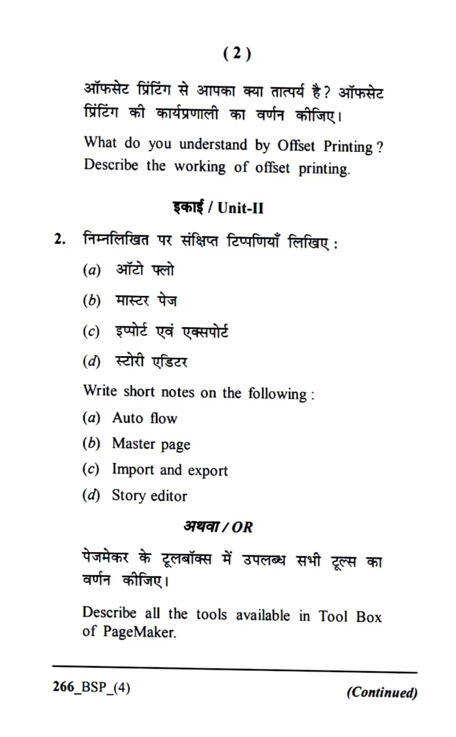ऑफसेट प्रिंटिंग से आपका क्या तात्पर्य है? ऑफसेट प्रिंटिंग की कार्यप्रणाली का वर्णन कीजिए।

What do you understand by Offset Printing? Describe the working of offset printing.

## इकाई / Unit-II

2. निम्नलिखित पर संक्षिप्त टिप्पणियाँ लिखिए :

   (*a*) ऑटो फ्लो

   (*b*) मास्टर पेज

   (*c*) इम्पोर्ट एवं एक्सपोर्ट

   (*d*) स्टोरी एडिटर

   Write short notes on the following :

   (*a*) Auto flow

   (*b*) Master page

   (*c*) Import and export

   (*d*) Story editor

***अथवा / OR***

पेजमेकर के टूलबॉक्स में उपलब्ध सभी टूल्स का वर्णन कीजिए।

Describe all the tools available in Tool Box of PageMaker.

266_BSP_(4)

*(Continued)*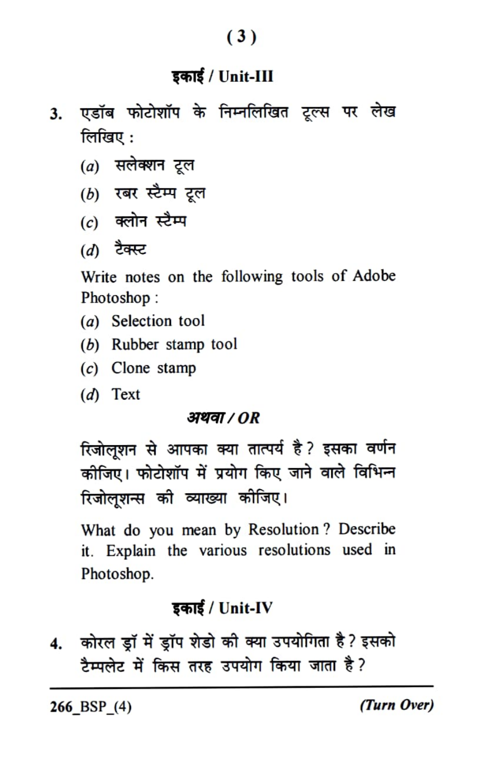## इकाई / Unit-III

3. एडॉब फोटोशॉप के निम्नलिखित टूल्स पर लेख लिखिए :

   (a) सलेक्शन टूल

   (b) रबर स्टैम्प टूल

   (c) क्लोन स्टैम्प

   (d) टैक्स्ट

   Write notes on the following tools of Adobe Photoshop :

   (a) Selection tool

   (b) Rubber stamp tool

   (c) Clone stamp

   (d) Text

   ***अथवा / OR***

   रिजोलूशन से आपका क्या तात्पर्य है? इसका वर्णन कीजिए। फोटोशॉप में प्रयोग किए जाने वाले विभिन्न रिजोलूशन्स की व्याख्या कीजिए।

   What do you mean by Resolution? Describe it. Explain the various resolutions used in Photoshop.

## इकाई / Unit-IV

4. कोरल ड्रॉ में ड्रॉप शेडो की क्या उपयोगिता है? इसको टैम्पलेट में किस तरह उपयोग किया जाता है?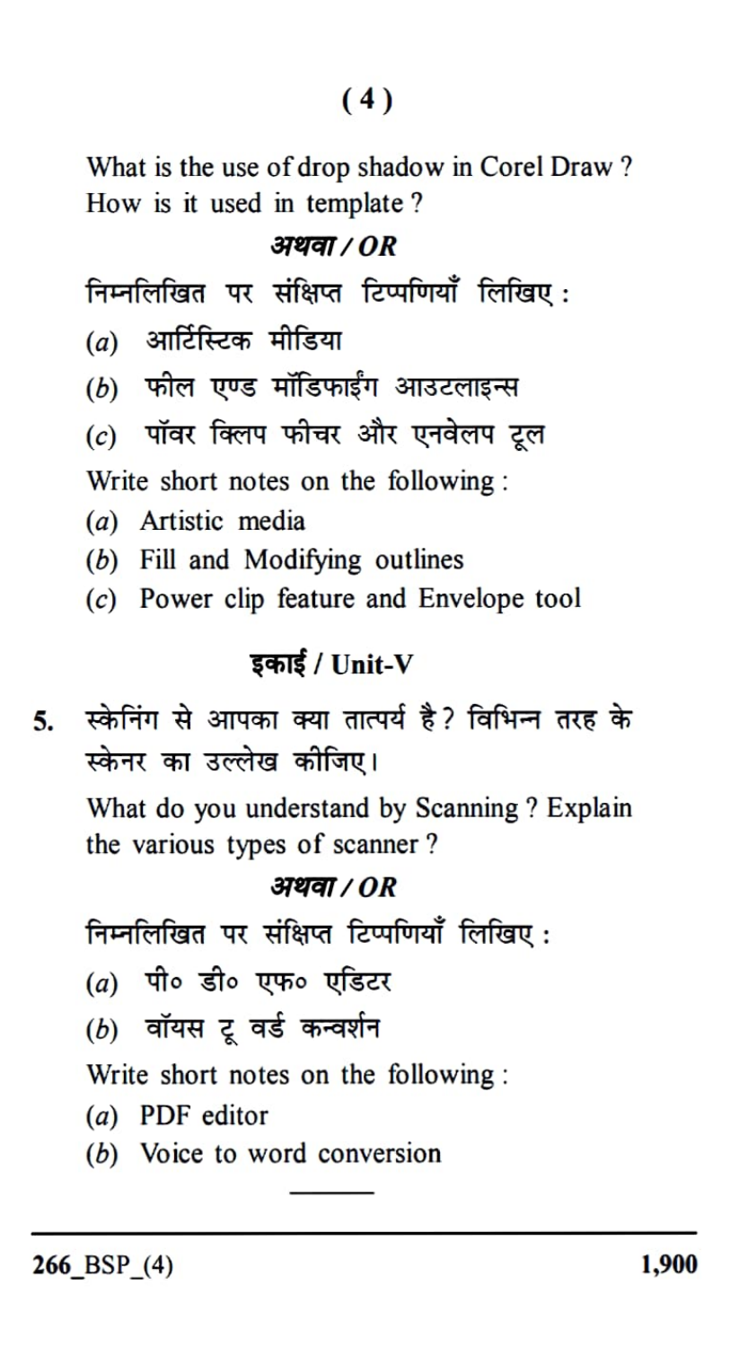What is the use of drop shadow in Corel Draw ? How is it used in template ?

**अथवा / OR**

निम्नलिखित पर संक्षिप्त टिप्पणियाँ लिखिए :

(a) आर्टिस्टिक मीडिया

(b) फील एण्ड मॉडिफाईंग आउटलाइन्स

(c) पॉवर क्लिप फीचर और एनवेलप टूल

Write short notes on the following :

(a) Artistic media

(b) Fill and Modifying outlines

(c) Power clip feature and Envelope tool

## इकाई / Unit-V

5. स्केनिंग से आपका क्या तात्पर्य है? विभिन्न तरह के स्केनर का उल्लेख कीजिए।

What do you understand by Scanning ? Explain the various types of scanner ?

**अथवा / OR**

निम्नलिखित पर संक्षिप्त टिप्पणियाँ लिखिए :

(a) पी० डी० एफ० एडिटर

(b) वॉयस टू वर्ड कन्वर्शन

Write short notes on the following :

(a) PDF editor

(b) Voice to word conversion

---

266_BSP_(4) 1,900